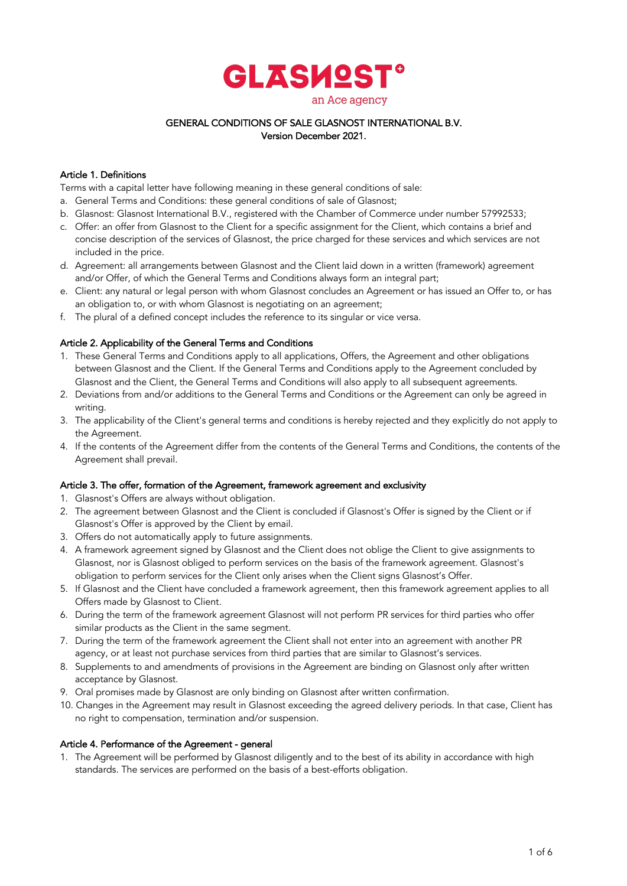GLASNOST
an Ace agency

# GENERAL CONDITIONS OF SALE GLASNOST INTERNATIONAL B.V.

Version December 2021.

## Article 1. Definitions

Terms with a capital letter have following meaning in these general conditions of sale:

a. General Terms and Conditions: these general conditions of sale of Glasnost;
b. Glasnost: Glasnost International B.V., registered with the Chamber of Commerce under number 57992533;
c. Offer: an offer from Glasnost to the Client for a specific assignment for the Client, which contains a brief and concise description of the services of Glasnost, the price charged for these services and which services are not included in the price.
d. Agreement: all arrangements between Glasnost and the Client laid down in a written (framework) agreement and/or Offer, of which the General Terms and Conditions always form an integral part;
e. Client: any natural or legal person with whom Glasnost concludes an Agreement or has issued an Offer to, or has an obligation to, or with whom Glasnost is negotiating on an agreement;
f. The plural of a defined concept includes the reference to its singular or vice versa.

## Article 2. Applicability of the General Terms and Conditions

1. These General Terms and Conditions apply to all applications, Offers, the Agreement and other obligations between Glasnost and the Client. If the General Terms and Conditions apply to the Agreement concluded by Glasnost and the Client, the General Terms and Conditions will also apply to all subsequent agreements.
2. Deviations from and/or additions to the General Terms and Conditions or the Agreement can only be agreed in writing.
3. The applicability of the Client's general terms and conditions is hereby rejected and they explicitly do not apply to the Agreement.
4. If the contents of the Agreement differ from the contents of the General Terms and Conditions, the contents of the Agreement shall prevail.

## Article 3. The offer, formation of the Agreement, framework agreement and exclusivity

1. Glasnost's Offers are always without obligation.
2. The agreement between Glasnost and the Client is concluded if Glasnost's Offer is signed by the Client or if Glasnost's Offer is approved by the Client by email.
3. Offers do not automatically apply to future assignments.
4. A framework agreement signed by Glasnost and the Client does not oblige the Client to give assignments to Glasnost, nor is Glasnost obliged to perform services on the basis of the framework agreement. Glasnost's obligation to perform services for the Client only arises when the Client signs Glasnost's Offer.
5. If Glasnost and the Client have concluded a framework agreement, then this framework agreement applies to all Offers made by Glasnost to Client.
6. During the term of the framework agreement Glasnost will not perform PR services for third parties who offer similar products as the Client in the same segment.
7. During the term of the framework agreement the Client shall not enter into an agreement with another PR agency, or at least not purchase services from third parties that are similar to Glasnost's services.
8. Supplements to and amendments of provisions in the Agreement are binding on Glasnost only after written acceptance by Glasnost.
9. Oral promises made by Glasnost are only binding on Glasnost after written confirmation.
10. Changes in the Agreement may result in Glasnost exceeding the agreed delivery periods. In that case, Client has no right to compensation, termination and/or suspension.

## Article 4. Performance of the Agreement - general

1. The Agreement will be performed by Glasnost diligently and to the best of its ability in accordance with high standards. The services are performed on the basis of a best-efforts obligation.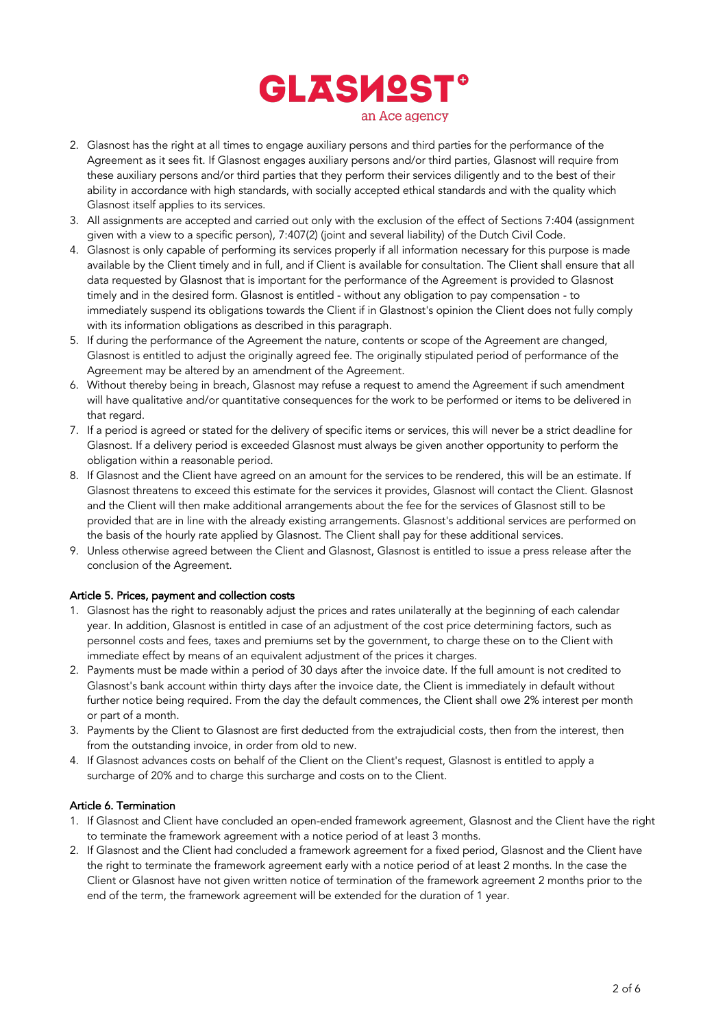2. Glasnost has the right at all times to engage auxiliary persons and third parties for the performance of the Agreement as it sees fit. If Glasnost engages auxiliary persons and/or third parties, Glasnost will require from these auxiliary persons and/or third parties that they perform their services diligently and to the best of their ability in accordance with high standards, with socially accepted ethical standards and with the quality which Glasnost itself applies to its services.
3. All assignments are accepted and carried out only with the exclusion of the effect of Sections 7:404 (assignment given with a view to a specific person), 7:407(2) (joint and several liability) of the Dutch Civil Code.
4. Glasnost is only capable of performing its services properly if all information necessary for this purpose is made available by the Client timely and in full, and if Client is available for consultation. The Client shall ensure that all data requested by Glasnost that is important for the performance of the Agreement is provided to Glasnost timely and in the desired form. Glasnost is entitled - without any obligation to pay compensation - to immediately suspend its obligations towards the Client if in Glastnost's opinion the Client does not fully comply with its information obligations as described in this paragraph.
5. If during the performance of the Agreement the nature, contents or scope of the Agreement are changed, Glasnost is entitled to adjust the originally agreed fee. The originally stipulated period of performance of the Agreement may be altered by an amendment of the Agreement.
6. Without thereby being in breach, Glasnost may refuse a request to amend the Agreement if such amendment will have qualitative and/or quantitative consequences for the work to be performed or items to be delivered in that regard.
7. If a period is agreed or stated for the delivery of specific items or services, this will never be a strict deadline for Glasnost. If a delivery period is exceeded Glasnost must always be given another opportunity to perform the obligation within a reasonable period.
8. If Glasnost and the Client have agreed on an amount for the services to be rendered, this will be an estimate. If Glasnost threatens to exceed this estimate for the services it provides, Glasnost will contact the Client. Glasnost and the Client will then make additional arrangements about the fee for the services of Glasnost still to be provided that are in line with the already existing arrangements. Glasnost's additional services are performed on the basis of the hourly rate applied by Glasnost. The Client shall pay for these additional services.
9. Unless otherwise agreed between the Client and Glasnost, Glasnost is entitled to issue a press release after the conclusion of the Agreement.

### Article 5. Prices, payment and collection costs

1. Glasnost has the right to reasonably adjust the prices and rates unilaterally at the beginning of each calendar year. In addition, Glasnost is entitled in case of an adjustment of the cost price determining factors, such as personnel costs and fees, taxes and premiums set by the government, to charge these on to the Client with immediate effect by means of an equivalent adjustment of the prices it charges.
2. Payments must be made within a period of 30 days after the invoice date. If the full amount is not credited to Glasnost's bank account within thirty days after the invoice date, the Client is immediately in default without further notice being required. From the day the default commences, the Client shall owe 2% interest per month or part of a month.
3. Payments by the Client to Glasnost are first deducted from the extrajudicial costs, then from the interest, then from the outstanding invoice, in order from old to new.
4. If Glasnost advances costs on behalf of the Client on the Client's request, Glasnost is entitled to apply a surcharge of 20% and to charge this surcharge and costs on to the Client.

### Article 6. Termination

1. If Glasnost and Client have concluded an open-ended framework agreement, Glasnost and the Client have the right to terminate the framework agreement with a notice period of at least 3 months.
2. If Glasnost and the Client had concluded a framework agreement for a fixed period, Glasnost and the Client have the right to terminate the framework agreement early with a notice period of at least 2 months. In the case the Client or Glasnost have not given written notice of termination of the framework agreement 2 months prior to the end of the term, the framework agreement will be extended for the duration of 1 year.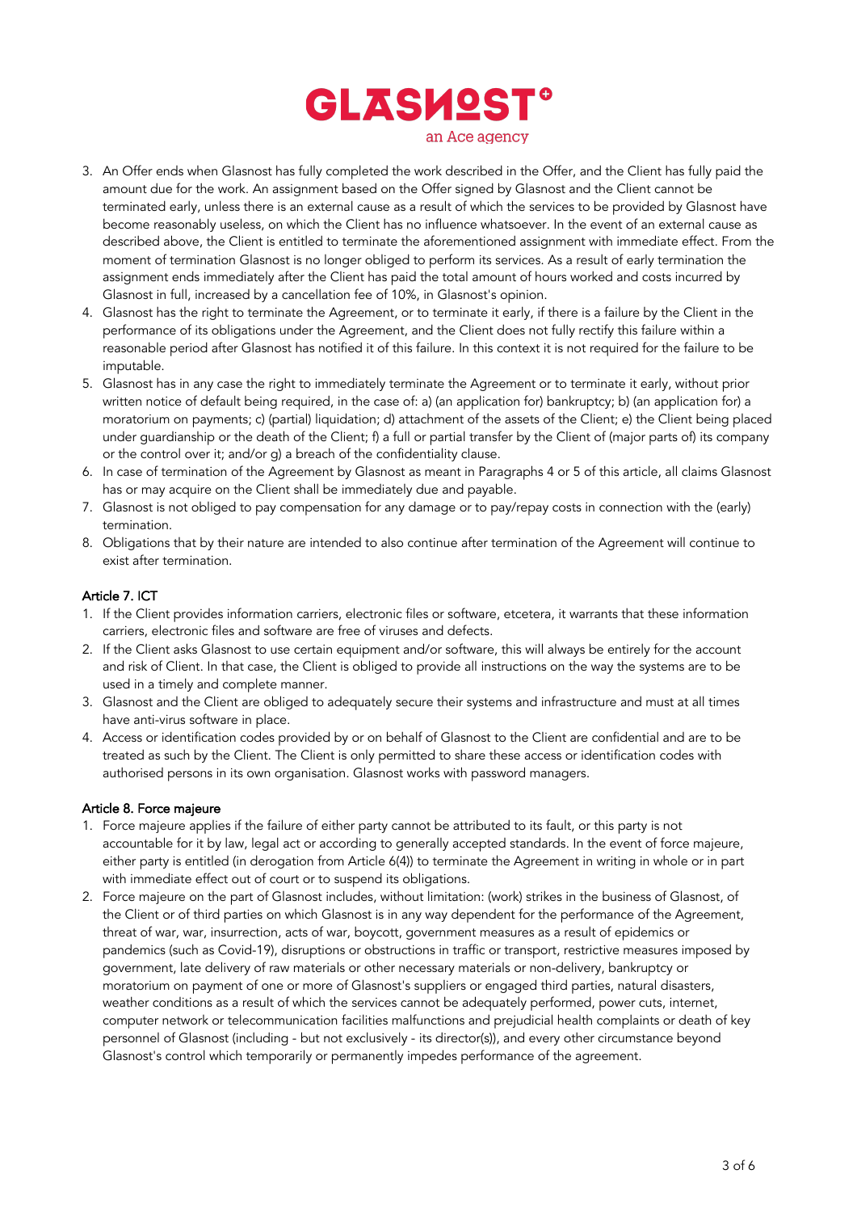3. An Offer ends when Glasnost has fully completed the work described in the Offer, and the Client has fully paid the amount due for the work. An assignment based on the Offer signed by Glasnost and the Client cannot be terminated early, unless there is an external cause as a result of which the services to be provided by Glasnost have become reasonably useless, on which the Client has no influence whatsoever. In the event of an external cause as described above, the Client is entitled to terminate the aforementioned assignment with immediate effect. From the moment of termination Glasnost is no longer obliged to perform its services. As a result of early termination the assignment ends immediately after the Client has paid the total amount of hours worked and costs incurred by Glasnost in full, increased by a cancellation fee of 10%, in Glasnost's opinion.
4. Glasnost has the right to terminate the Agreement, or to terminate it early, if there is a failure by the Client in the performance of its obligations under the Agreement, and the Client does not fully rectify this failure within a reasonable period after Glasnost has notified it of this failure. In this context it is not required for the failure to be imputable.
5. Glasnost has in any case the right to immediately terminate the Agreement or to terminate it early, without prior written notice of default being required, in the case of: a) (an application for) bankruptcy; b) (an application for) a moratorium on payments; c) (partial) liquidation; d) attachment of the assets of the Client; e) the Client being placed under guardianship or the death of the Client; f) a full or partial transfer by the Client of (major parts of) its company or the control over it; and/or g) a breach of the confidentiality clause.
6. In case of termination of the Agreement by Glasnost as meant in Paragraphs 4 or 5 of this article, all claims Glasnost has or may acquire on the Client shall be immediately due and payable.
7. Glasnost is not obliged to pay compensation for any damage or to pay/repay costs in connection with the (early) termination.
8. Obligations that by their nature are intended to also continue after termination of the Agreement will continue to exist after termination.

## Article 7. ICT

1. If the Client provides information carriers, electronic files or software, etcetera, it warrants that these information carriers, electronic files and software are free of viruses and defects.
2. If the Client asks Glasnost to use certain equipment and/or software, this will always be entirely for the account and risk of Client. In that case, the Client is obliged to provide all instructions on the way the systems are to be used in a timely and complete manner.
3. Glasnost and the Client are obliged to adequately secure their systems and infrastructure and must at all times have anti-virus software in place.
4. Access or identification codes provided by or on behalf of Glasnost to the Client are confidential and are to be treated as such by the Client. The Client is only permitted to share these access or identification codes with authorised persons in its own organisation. Glasnost works with password managers.

## Article 8. Force majeure

1. Force majeure applies if the failure of either party cannot be attributed to its fault, or this party is not accountable for it by law, legal act or according to generally accepted standards. In the event of force majeure, either party is entitled (in derogation from Article 6(4)) to terminate the Agreement in writing in whole or in part with immediate effect out of court or to suspend its obligations.
2. Force majeure on the part of Glasnost includes, without limitation: (work) strikes in the business of Glasnost, of the Client or of third parties on which Glasnost is in any way dependent for the performance of the Agreement, threat of war, war, insurrection, acts of war, boycott, government measures as a result of epidemics or pandemics (such as Covid-19), disruptions or obstructions in traffic or transport, restrictive measures imposed by government, late delivery of raw materials or other necessary materials or non-delivery, bankruptcy or moratorium on payment of one or more of Glasnost's suppliers or engaged third parties, natural disasters, weather conditions as a result of which the services cannot be adequately performed, power cuts, internet, computer network or telecommunication facilities malfunctions and prejudicial health complaints or death of key personnel of Glasnost (including - but not exclusively - its director(s)), and every other circumstance beyond Glasnost's control which temporarily or permanently impedes performance of the agreement.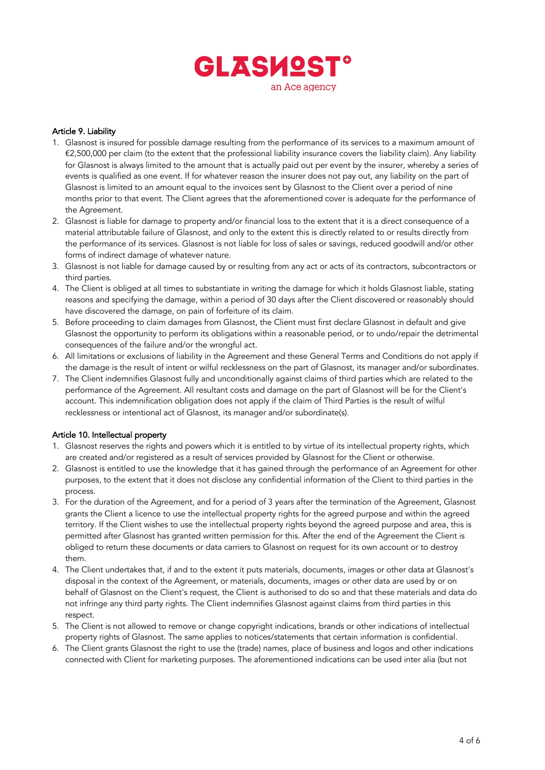### Article 9. Liability

1. Glasnost is insured for possible damage resulting from the performance of its services to a maximum amount of €2,500,000 per claim (to the extent that the professional liability insurance covers the liability claim). Any liability for Glasnost is always limited to the amount that is actually paid out per event by the insurer, whereby a series of events is qualified as one event. If for whatever reason the insurer does not pay out, any liability on the part of Glasnost is limited to an amount equal to the invoices sent by Glasnost to the Client over a period of nine months prior to that event. The Client agrees that the aforementioned cover is adequate for the performance of the Agreement.
2. Glasnost is liable for damage to property and/or financial loss to the extent that it is a direct consequence of a material attributable failure of Glasnost, and only to the extent this is directly related to or results directly from the performance of its services. Glasnost is not liable for loss of sales or savings, reduced goodwill and/or other forms of indirect damage of whatever nature.
3. Glasnost is not liable for damage caused by or resulting from any act or acts of its contractors, subcontractors or third parties.
4. The Client is obliged at all times to substantiate in writing the damage for which it holds Glasnost liable, stating reasons and specifying the damage, within a period of 30 days after the Client discovered or reasonably should have discovered the damage, on pain of forfeiture of its claim.
5. Before proceeding to claim damages from Glasnost, the Client must first declare Glasnost in default and give Glasnost the opportunity to perform its obligations within a reasonable period, or to undo/repair the detrimental consequences of the failure and/or the wrongful act.
6. All limitations or exclusions of liability in the Agreement and these General Terms and Conditions do not apply if the damage is the result of intent or wilful recklessness on the part of Glasnost, its manager and/or subordinates.
7. The Client indemnifies Glasnost fully and unconditionally against claims of third parties which are related to the performance of the Agreement. All resultant costs and damage on the part of Glasnost will be for the Client's account. This indemnification obligation does not apply if the claim of Third Parties is the result of wilful recklessness or intentional act of Glasnost, its manager and/or subordinate(s).

### Article 10. Intellectual property

1. Glasnost reserves the rights and powers which it is entitled to by virtue of its intellectual property rights, which are created and/or registered as a result of services provided by Glasnost for the Client or otherwise.
2. Glasnost is entitled to use the knowledge that it has gained through the performance of an Agreement for other purposes, to the extent that it does not disclose any confidential information of the Client to third parties in the process.
3. For the duration of the Agreement, and for a period of 3 years after the termination of the Agreement, Glasnost grants the Client a licence to use the intellectual property rights for the agreed purpose and within the agreed territory. If the Client wishes to use the intellectual property rights beyond the agreed purpose and area, this is permitted after Glasnost has granted written permission for this. After the end of the Agreement the Client is obliged to return these documents or data carriers to Glasnost on request for its own account or to destroy them.
4. The Client undertakes that, if and to the extent it puts materials, documents, images or other data at Glasnost's disposal in the context of the Agreement, or materials, documents, images or other data are used by or on behalf of Glasnost on the Client's request, the Client is authorised to do so and that these materials and data do not infringe any third party rights. The Client indemnifies Glasnost against claims from third parties in this respect.
5. The Client is not allowed to remove or change copyright indications, brands or other indications of intellectual property rights of Glasnost. The same applies to notices/statements that certain information is confidential.
6. The Client grants Glasnost the right to use the (trade) names, place of business and logos and other indications connected with Client for marketing purposes. The aforementioned indications can be used inter alia (but not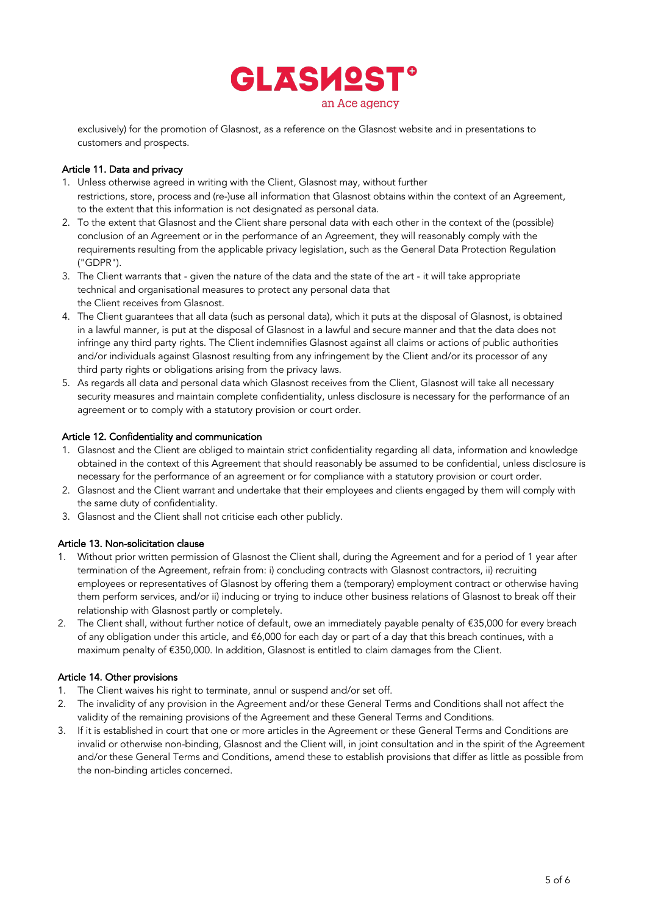exclusively) for the promotion of Glasnost, as a reference on the Glasnost website and in presentations to customers and prospects.

### Article 11. Data and privacy

1. Unless otherwise agreed in writing with the Client, Glasnost may, without further restrictions, store, process and (re-)use all information that Glasnost obtains within the context of an Agreement, to the extent that this information is not designated as personal data.
2. To the extent that Glasnost and the Client share personal data with each other in the context of the (possible) conclusion of an Agreement or in the performance of an Agreement, they will reasonably comply with the requirements resulting from the applicable privacy legislation, such as the General Data Protection Regulation ("GDPR").
3. The Client warrants that - given the nature of the data and the state of the art - it will take appropriate technical and organisational measures to protect any personal data that the Client receives from Glasnost.
4. The Client guarantees that all data (such as personal data), which it puts at the disposal of Glasnost, is obtained in a lawful manner, is put at the disposal of Glasnost in a lawful and secure manner and that the data does not infringe any third party rights. The Client indemnifies Glasnost against all claims or actions of public authorities and/or individuals against Glasnost resulting from any infringement by the Client and/or its processor of any third party rights or obligations arising from the privacy laws.
5. As regards all data and personal data which Glasnost receives from the Client, Glasnost will take all necessary security measures and maintain complete confidentiality, unless disclosure is necessary for the performance of an agreement or to comply with a statutory provision or court order.

### Article 12. Confidentiality and communication

1. Glasnost and the Client are obliged to maintain strict confidentiality regarding all data, information and knowledge obtained in the context of this Agreement that should reasonably be assumed to be confidential, unless disclosure is necessary for the performance of an agreement or for compliance with a statutory provision or court order.
2. Glasnost and the Client warrant and undertake that their employees and clients engaged by them will comply with the same duty of confidentiality.
3. Glasnost and the Client shall not criticise each other publicly.

### Article 13. Non-solicitation clause

1. Without prior written permission of Glasnost the Client shall, during the Agreement and for a period of 1 year after termination of the Agreement, refrain from: i) concluding contracts with Glasnost contractors, ii) recruiting employees or representatives of Glasnost by offering them a (temporary) employment contract or otherwise having them perform services, and/or ii) inducing or trying to induce other business relations of Glasnost to break off their relationship with Glasnost partly or completely.
2. The Client shall, without further notice of default, owe an immediately payable penalty of €35,000 for every breach of any obligation under this article, and €6,000 for each day or part of a day that this breach continues, with a maximum penalty of €350,000. In addition, Glasnost is entitled to claim damages from the Client.

### Article 14. Other provisions

1. The Client waives his right to terminate, annul or suspend and/or set off.
2. The invalidity of any provision in the Agreement and/or these General Terms and Conditions shall not affect the validity of the remaining provisions of the Agreement and these General Terms and Conditions.
3. If it is established in court that one or more articles in the Agreement or these General Terms and Conditions are invalid or otherwise non-binding, Glasnost and the Client will, in joint consultation and in the spirit of the Agreement and/or these General Terms and Conditions, amend these to establish provisions that differ as little as possible from the non-binding articles concerned.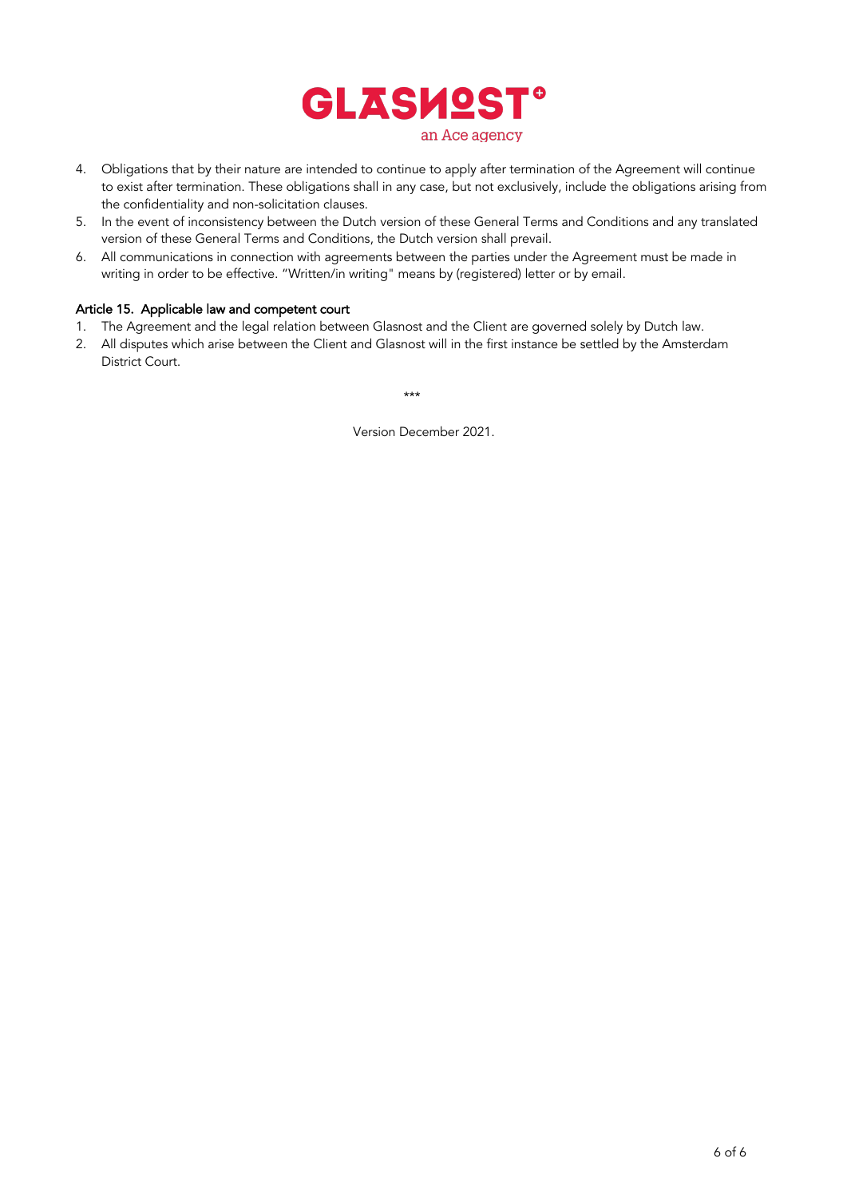4. Obligations that by their nature are intended to continue to apply after termination of the Agreement will continue to exist after termination. These obligations shall in any case, but not exclusively, include the obligations arising from the confidentiality and non-solicitation clauses.
5. In the event of inconsistency between the Dutch version of these General Terms and Conditions and any translated version of these General Terms and Conditions, the Dutch version shall prevail.
6. All communications in connection with agreements between the parties under the Agreement must be made in writing in order to be effective. "Written/in writing" means by (registered) letter or by email.

### Article 15. Applicable law and competent court

1. The Agreement and the legal relation between Glasnost and the Client are governed solely by Dutch law.
2. All disputes which arise between the Client and Glasnost will in the first instance be settled by the Amsterdam District Court.

***

Version December 2021.